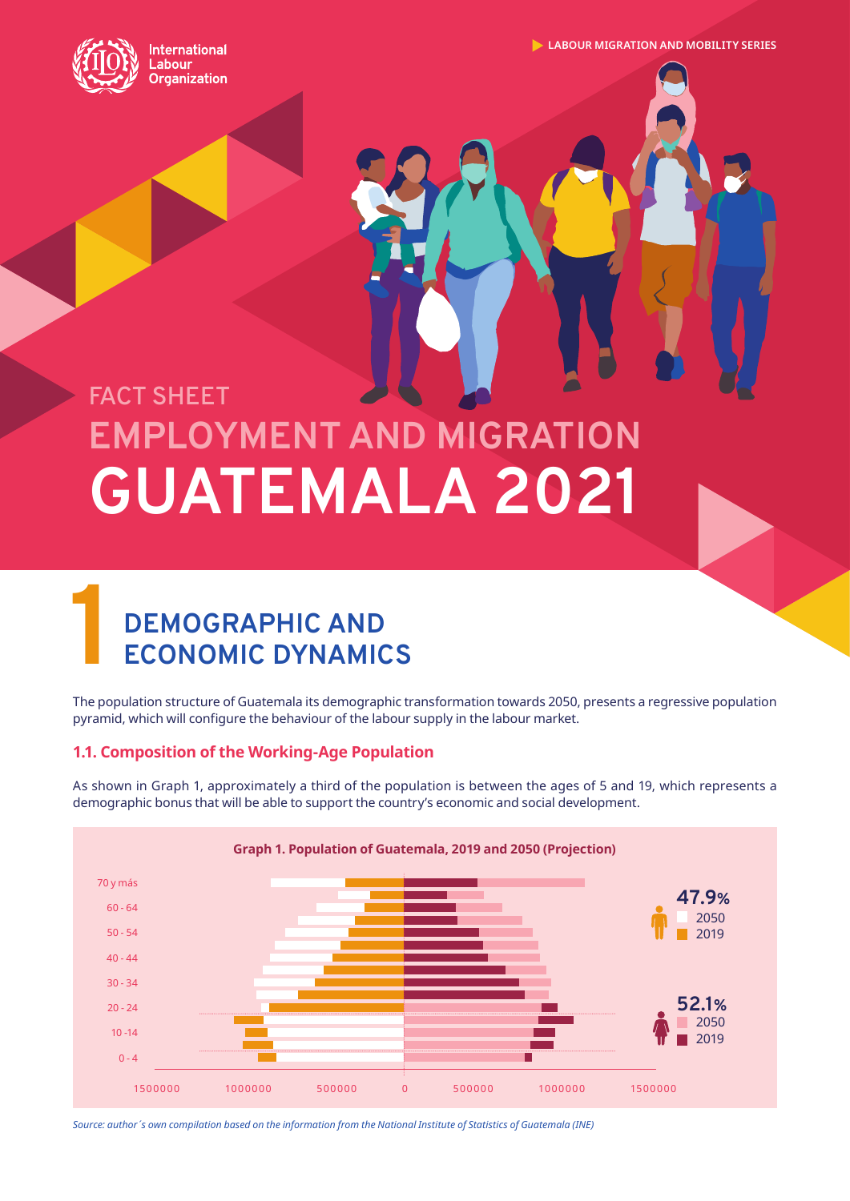International Labour Organization

LABOUR MIGRATION AND MOBILITY SERIES

FACT SHEET

# EMPLOYMENT AND MIGRATION GUATEMALA 2021

## 1 DEMOGRAPHIC AND ECONOMIC DYNAMICS

The population structure of Guatemala its demographic transformation towards 2050, presents a regressive population pyramid, which will configure the behaviour of the labour supply in the labour market.

### 1.1. Composition of the Working-Age Population

As shown in Graph 1, approximately a third of the population is between the ages of 5 and 19, which represents a demographic bonus that will be able to support the country's economic and social development.

**Graph 1. Population of Guatemala, 2019 and 2050 (Projection)**

Men: 47.9% (2050, 2019)

Women: 52.1% (2050, 2019)

Age groups: 70 y más, 60 - 64, 50 - 54, 40 - 44, 30 - 34, 20 - 24, 10 -14, 0 - 4

Axis: 1500000, 1000000, 500000, 0, 500000, 1000000, 1500000

*Source: author´s own compilation based on the information from the National Institute of Statistics of Guatemala (INE)*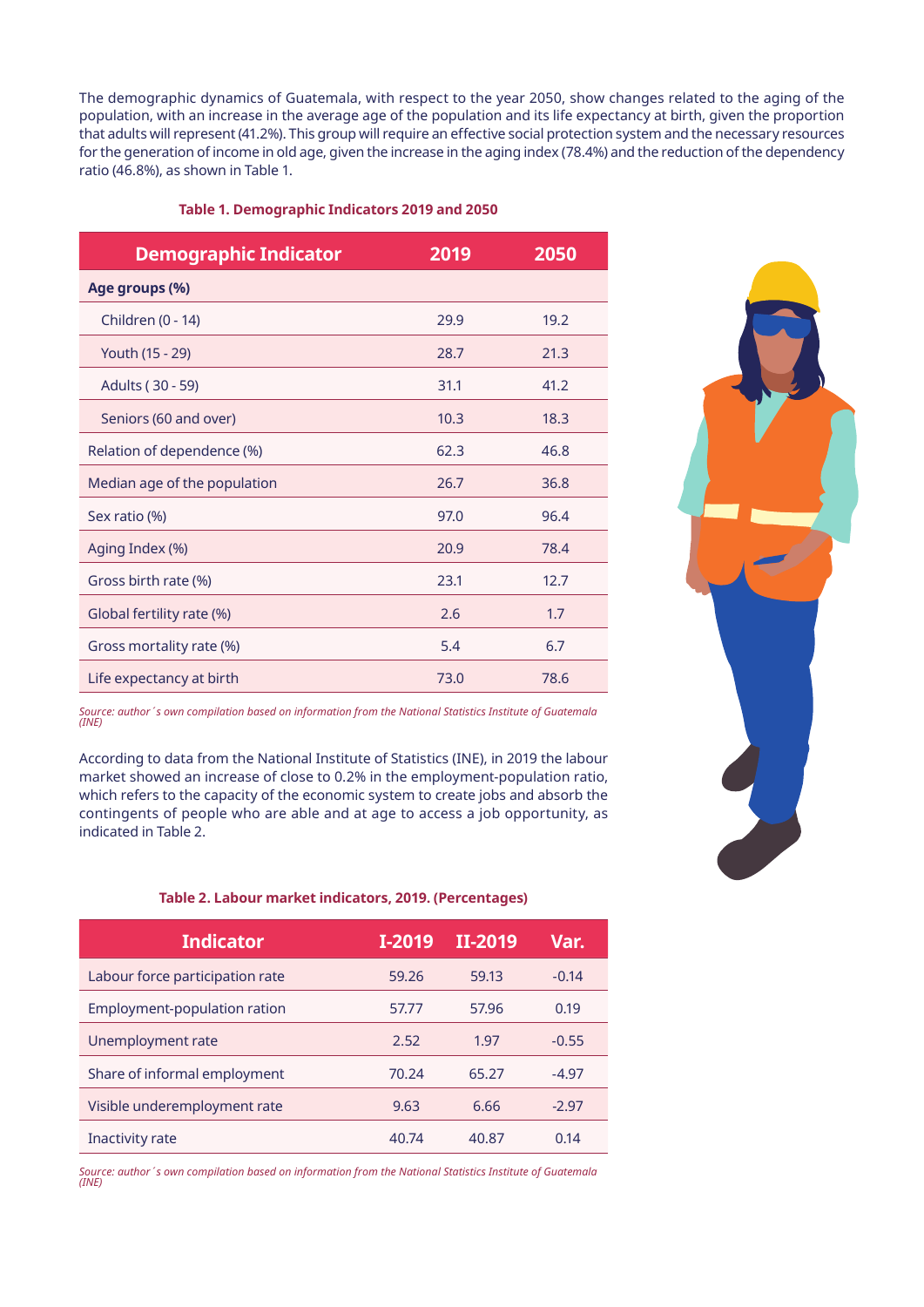The demographic dynamics of Guatemala, with respect to the year 2050, show changes related to the aging of the population, with an increase in the average age of the population and its life expectancy at birth, given the proportion that adults will represent (41.2%). This group will require an effective social protection system and the necessary resources for the generation of income in old age, given the increase in the aging index (78.4%) and the reduction of the dependency ratio (46.8%), as shown in Table 1.

**Table 1. Demographic Indicators 2019 and 2050**

| Demographic Indicator | 2019 | 2050 |
|---|---|---|
| **Age groups (%)** | | |
| Children (0 - 14) | 29.9 | 19.2 |
| Youth (15 - 29) | 28.7 | 21.3 |
| Adults ( 30 - 59) | 31.1 | 41.2 |
| Seniors (60 and over) | 10.3 | 18.3 |
| Relation of dependence (%) | 62.3 | 46.8 |
| Median age of the population | 26.7 | 36.8 |
| Sex ratio (%) | 97.0 | 96.4 |
| Aging Index (%) | 20.9 | 78.4 |
| Gross birth rate (%) | 23.1 | 12.7 |
| Global fertility rate (%) | 2.6 | 1.7 |
| Gross mortality rate (%) | 5.4 | 6.7 |
| Life expectancy at birth | 73.0 | 78.6 |

*Source: author´s own compilation based on information from the National Statistics Institute of Guatemala (INE)*

According to data from the National Institute of Statistics (INE), in 2019 the labour market showed an increase of close to 0.2% in the employment-population ratio, which refers to the capacity of the economic system to create jobs and absorb the contingents of people who are able and at age to access a job opportunity, as indicated in Table 2.

**Table 2. Labour market indicators, 2019. (Percentages)**

| Indicator | I-2019 | II-2019 | Var. |
|---|---|---|---|
| Labour force participation rate | 59.26 | 59.13 | -0.14 |
| Employment-population ration | 57.77 | 57.96 | 0.19 |
| Unemployment rate | 2.52 | 1.97 | -0.55 |
| Share of informal employment | 70.24 | 65.27 | -4.97 |
| Visible underemployment rate | 9.63 | 6.66 | -2.97 |
| Inactivity rate | 40.74 | 40.87 | 0.14 |

*Source: author´s own compilation based on information from the National Statistics Institute of Guatemala (INE)*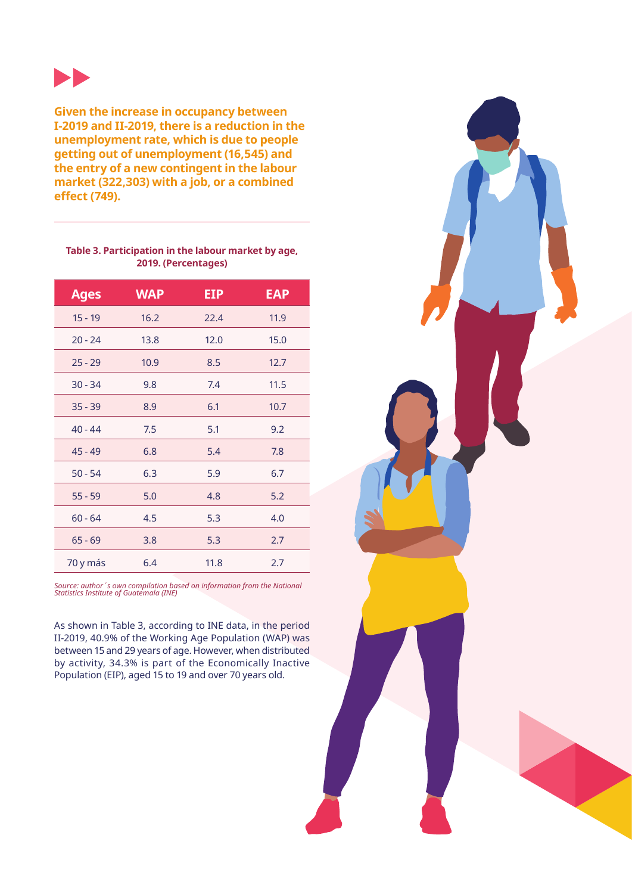**Given the increase in occupancy between I-2019 and II-2019, there is a reduction in the unemployment rate, which is due to people getting out of unemployment (16,545) and the entry of a new contingent in the labour market (322,303) with a job, or a combined effect (749).**

**Table 3. Participation in the labour market by age, 2019. (Percentages)**

| Ages | WAP | EIP | EAP |
|---|---|---|---|
| 15 - 19 | 16.2 | 22.4 | 11.9 |
| 20 - 24 | 13.8 | 12.0 | 15.0 |
| 25 - 29 | 10.9 | 8.5 | 12.7 |
| 30 - 34 | 9.8 | 7.4 | 11.5 |
| 35 - 39 | 8.9 | 6.1 | 10.7 |
| 40 - 44 | 7.5 | 5.1 | 9.2 |
| 45 - 49 | 6.8 | 5.4 | 7.8 |
| 50 - 54 | 6.3 | 5.9 | 6.7 |
| 55 - 59 | 5.0 | 4.8 | 5.2 |
| 60 - 64 | 4.5 | 5.3 | 4.0 |
| 65 - 69 | 3.8 | 5.3 | 2.7 |
| 70 y más | 6.4 | 11.8 | 2.7 |

*Source: author´s own compilation based on information from the National Statistics Institute of Guatemala (INE)*

As shown in Table 3, according to INE data, in the period II-2019, 40.9% of the Working Age Population (WAP) was between 15 and 29 years of age. However, when distributed by activity, 34.3% is part of the Economically Inactive Population (EIP), aged 15 to 19 and over 70 years old.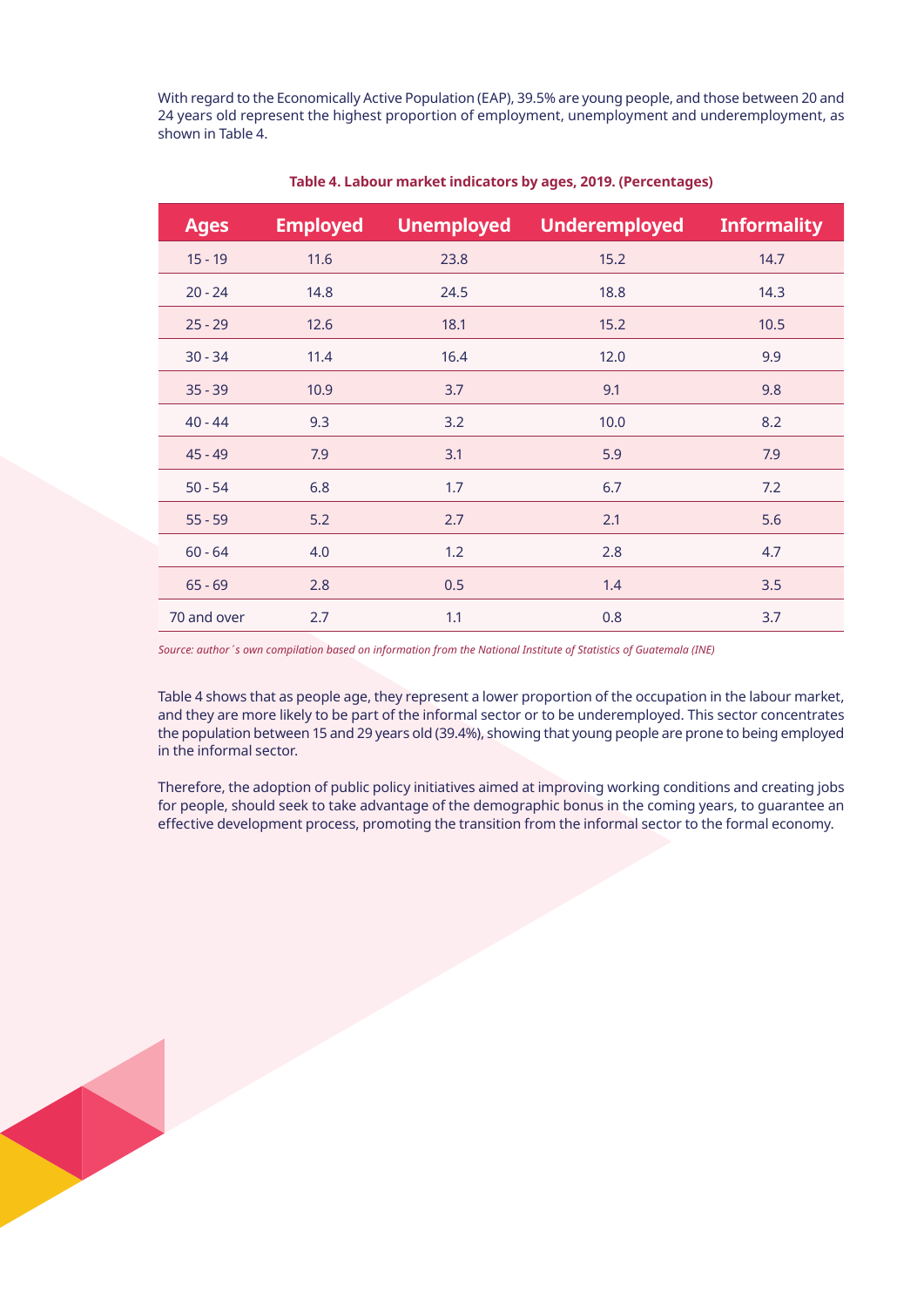With regard to the Economically Active Population (EAP), 39.5% are young people, and those between 20 and 24 years old represent the highest proportion of employment, unemployment and underemployment, as shown in Table 4.

**Table 4. Labour market indicators by ages, 2019. (Percentages)**

| Ages | Employed | Unemployed | Underemployed | Informality |
|---|---|---|---|---|
| 15 - 19 | 11.6 | 23.8 | 15.2 | 14.7 |
| 20 - 24 | 14.8 | 24.5 | 18.8 | 14.3 |
| 25 - 29 | 12.6 | 18.1 | 15.2 | 10.5 |
| 30 - 34 | 11.4 | 16.4 | 12.0 | 9.9 |
| 35 - 39 | 10.9 | 3.7 | 9.1 | 9.8 |
| 40 - 44 | 9.3 | 3.2 | 10.0 | 8.2 |
| 45 - 49 | 7.9 | 3.1 | 5.9 | 7.9 |
| 50 - 54 | 6.8 | 1.7 | 6.7 | 7.2 |
| 55 - 59 | 5.2 | 2.7 | 2.1 | 5.6 |
| 60 - 64 | 4.0 | 1.2 | 2.8 | 4.7 |
| 65 - 69 | 2.8 | 0.5 | 1.4 | 3.5 |
| 70 and over | 2.7 | 1.1 | 0.8 | 3.7 |

*Source: author´s own compilation based on information from the National Institute of Statistics of Guatemala (INE)*

Table 4 shows that as people age, they represent a lower proportion of the occupation in the labour market, and they are more likely to be part of the informal sector or to be underemployed. This sector concentrates the population between 15 and 29 years old (39.4%), showing that young people are prone to being employed in the informal sector.

Therefore, the adoption of public policy initiatives aimed at improving working conditions and creating jobs for people, should seek to take advantage of the demographic bonus in the coming years, to guarantee an effective development process, promoting the transition from the informal sector to the formal economy.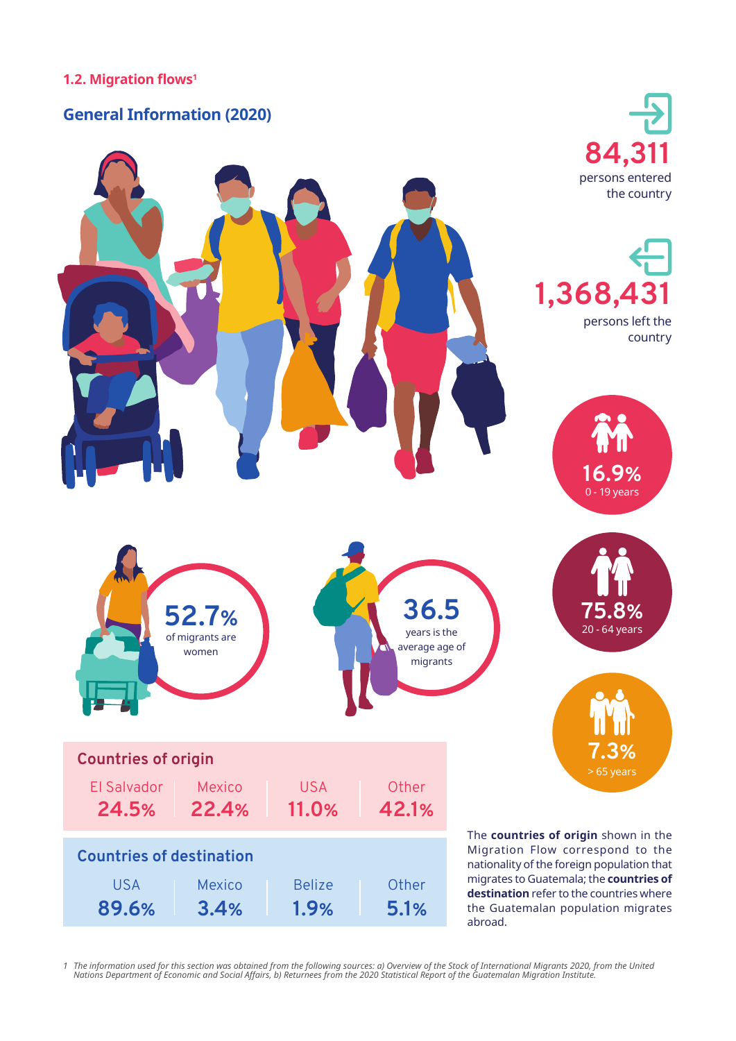## 1.2. Migration flows[1]

### General Information (2020)

**84,311** persons entered the country

**1,368,431** persons left the country

**16.9%** 0 - 19 years

**75.8%** 20 - 64 years

**7.3%** > 65 years

**52.7%** of migrants are women

**36.5** years is the average age of migrants

**Countries of origin**

| El Salvador | Mexico | USA | Other |
|---|---|---|---|
| 24.5% | 22.4% | 11.0% | 42.1% |

**Countries of destination**

| USA | Mexico | Belize | Other |
|---|---|---|---|
| 89.6% | 3.4% | 1.9% | 5.1% |

The **countries of origin** shown in the Migration Flow correspond to the nationality of the foreign population that migrates to Guatemala; the **countries of destination** refer to the countries where the Guatemalan population migrates abroad.

*1 The information used for this section was obtained from the following sources: a) Overview of the Stock of International Migrants 2020, from the United Nations Department of Economic and Social Affairs, b) Returnees from the 2020 Statistical Report of the Guatemalan Migration Institute.*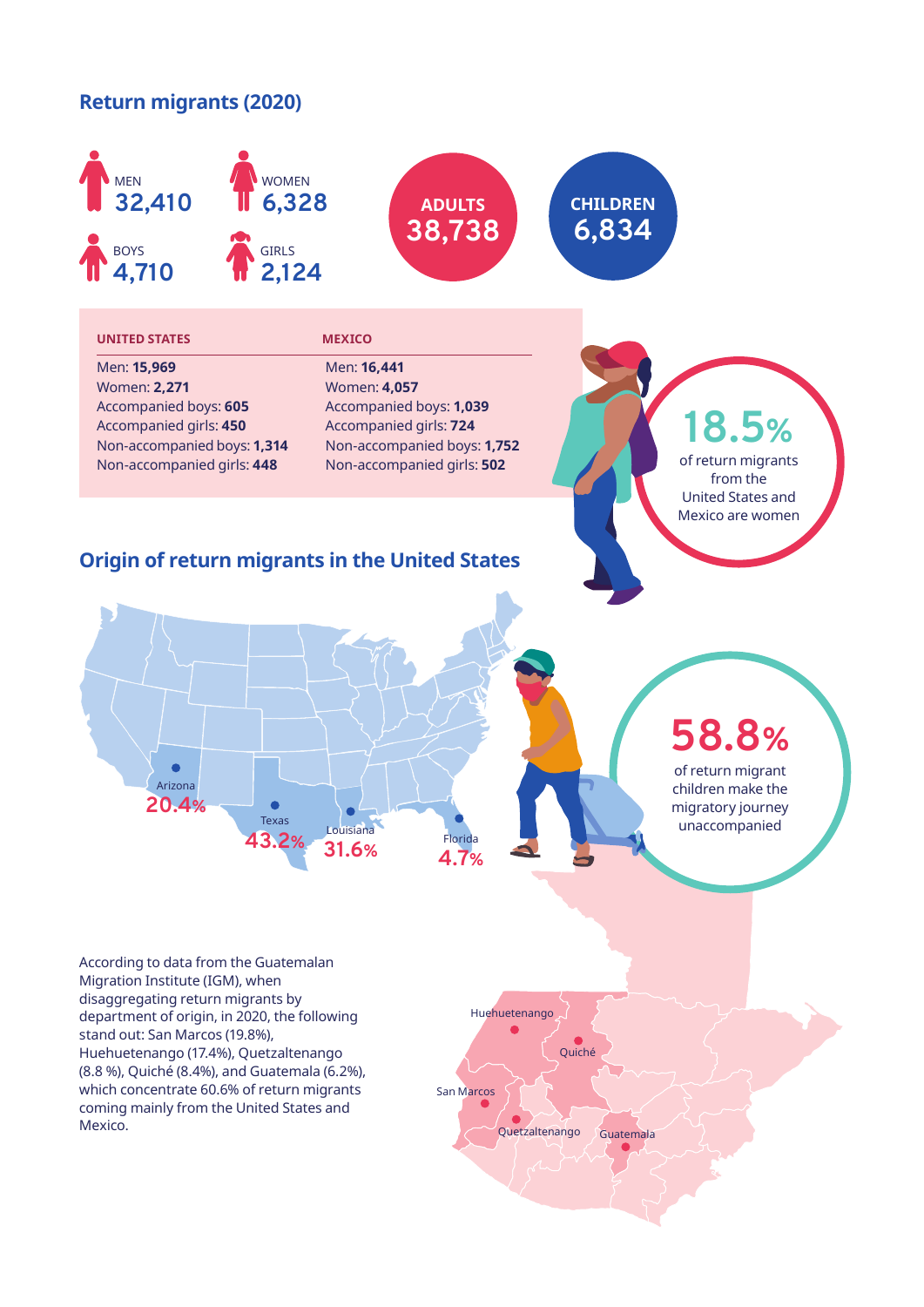## Return migrants (2020)

MEN **32,410**

WOMEN **6,328**

BOYS **4,710**

GIRLS **2,124**

**ADULTS 38,738**

**CHILDREN 6,834**

| UNITED STATES | MEXICO |
|---|---|
| Men: **15,969** | Men: **16,441** |
| Women: **2,271** | Women: **4,057** |
| Accompanied boys: **605** | Accompanied boys: **1,039** |
| Accompanied girls: **450** | Accompanied girls: **724** |
| Non-accompanied boys: **1,314** | Non-accompanied boys: **1,752** |
| Non-accompanied girls: **448** | Non-accompanied girls: **502** |

**18.5%** of return migrants from the United States and Mexico are women

## Origin of return migrants in the United States

Arizona **20.4%**

Texas **43.2%**

Louisiana **31.6%**

Florida **4.7%**

**58.8%** of return migrant children make the migratory journey unaccompanied

According to data from the Guatemalan Migration Institute (IGM), when disaggregating return migrants by department of origin, in 2020, the following stand out: San Marcos (19.8%), Huehuetenango (17.4%), Quetzaltenango (8.8 %), Quiché (8.4%), and Guatemala (6.2%), which concentrate 60.6% of return migrants coming mainly from the United States and Mexico.

Huehuetenango, Quiché, San Marcos, Quetzaltenango, Guatemala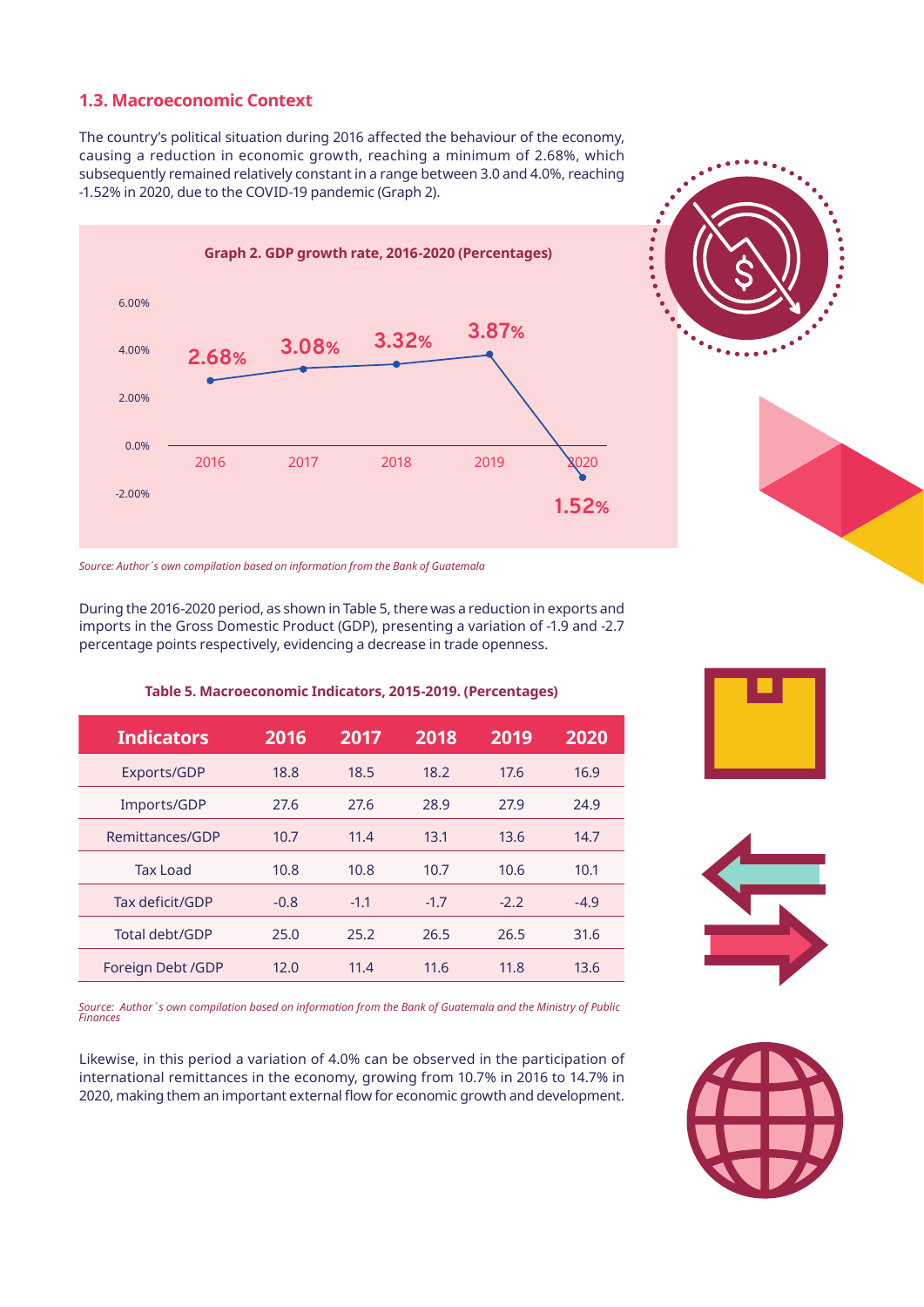## 1.3. Macroeconomic Context

The country's political situation during 2016 affected the behaviour of the economy, causing a reduction in economic growth, reaching a minimum of 2.68%, which subsequently remained relatively constant in a range between 3.0 and 4.0%, reaching -1.52% in 2020, due to the COVID-19 pandemic (Graph 2).

**Graph 2. GDP growth rate, 2016-2020 (Percentages)**

| Year | GDP growth rate |
|---|---|
| 2016 | 2.68% |
| 2017 | 3.08% |
| 2018 | 3.32% |
| 2019 | 3.87% |
| 2020 | 1.52% |

*Source: Author´s own compilation based on information from the Bank of Guatemala*

During the 2016-2020 period, as shown in Table 5, there was a reduction in exports and imports in the Gross Domestic Product (GDP), presenting a variation of -1.9 and -2.7 percentage points respectively, evidencing a decrease in trade openness.

**Table 5. Macroeconomic Indicators, 2015-2019. (Percentages)**

| Indicators | 2016 | 2017 | 2018 | 2019 | 2020 |
|---|---|---|---|---|---|
| Exports/GDP | 18.8 | 18.5 | 18.2 | 17.6 | 16.9 |
| Imports/GDP | 27.6 | 27.6 | 28.9 | 27.9 | 24.9 |
| Remittances/GDP | 10.7 | 11.4 | 13.1 | 13.6 | 14.7 |
| Tax Load | 10.8 | 10.8 | 10.7 | 10.6 | 10.1 |
| Tax deficit/GDP | -0.8 | -1.1 | -1.7 | -2.2 | -4.9 |
| Total debt/GDP | 25.0 | 25.2 | 26.5 | 26.5 | 31.6 |
| Foreign Debt /GDP | 12.0 | 11.4 | 11.6 | 11.8 | 13.6 |

*Source: Author´s own compilation based on information from the Bank of Guatemala and the Ministry of Public Finances*

Likewise, in this period a variation of 4.0% can be observed in the participation of international remittances in the economy, growing from 10.7% in 2016 to 14.7% in 2020, making them an important external flow for economic growth and development.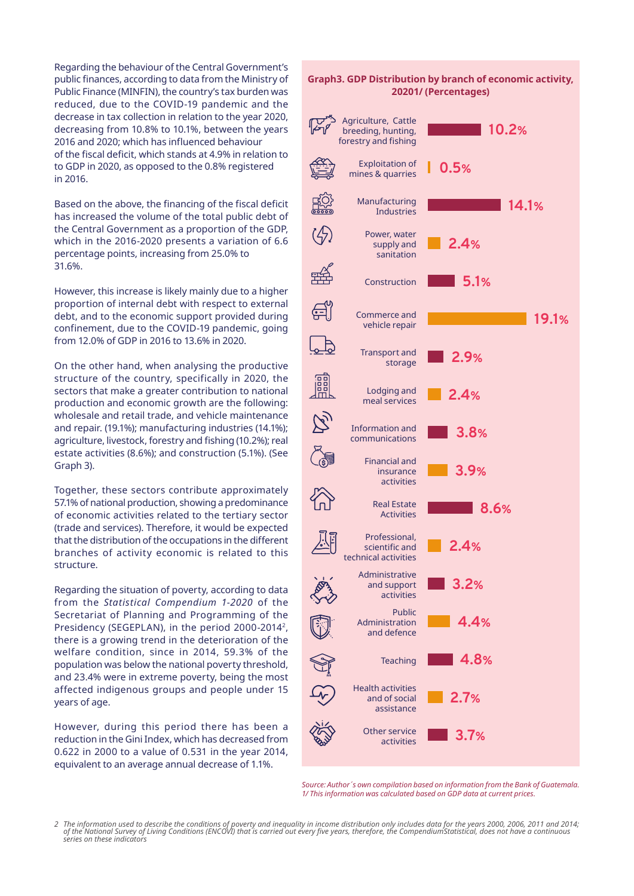Regarding the behaviour of the Central Government's public finances, according to data from the Ministry of Public Finance (MINFIN), the country's tax burden was reduced, due to the COVID-19 pandemic and the decrease in tax collection in relation to the year 2020, decreasing from 10.8% to 10.1%, between the years 2016 and 2020; which has influenced behaviour of the fiscal deficit, which stands at 4.9% in relation to to GDP in 2020, as opposed to the 0.8% registered in 2016.

Based on the above, the financing of the fiscal deficit has increased the volume of the total public debt of the Central Government as a proportion of the GDP, which in the 2016-2020 presents a variation of 6.6 percentage points, increasing from 25.0% to 31.6%.

However, this increase is likely mainly due to a higher proportion of internal debt with respect to external debt, and to the economic support provided during confinement, due to the COVID-19 pandemic, going from 12.0% of GDP in 2016 to 13.6% in 2020.

On the other hand, when analysing the productive structure of the country, specifically in 2020, the sectors that make a greater contribution to national production and economic growth are the following: wholesale and retail trade, and vehicle maintenance and repair. (19.1%); manufacturing industries (14.1%); agriculture, livestock, forestry and fishing (10.2%); real estate activities (8.6%); and construction (5.1%). (See Graph 3).

Together, these sectors contribute approximately 57.1% of national production, showing a predominance of economic activities related to the tertiary sector (trade and services). Therefore, it would be expected that the distribution of the occupations in the different branches of activity economic is related to this structure.

Regarding the situation of poverty, according to data from the *Statistical Compendium 1-2020* of the Secretariat of Planning and Programming of the Presidency (SEGEPLAN), in the period 2000-2014[2], there is a growing trend in the deterioration of the welfare condition, since in 2014, 59.3% of the population was below the national poverty threshold, and 23.4% were in extreme poverty, being the most affected indigenous groups and people under 15 years of age.

However, during this period there has been a reduction in the Gini Index, which has decreased from 0.622 in 2000 to a value of 0.531 in the year 2014, equivalent to an average annual decrease of 1.1%.

**Graph3. GDP Distribution by branch of economic activity, 20201/ (Percentages)**

| Branch of economic activity | Percentage |
|---|---|
| Agriculture, Cattle breeding, hunting, forestry and fishing | 10.2% |
| Exploitation of mines & quarries | 0.5% |
| Manufacturing Industries | 14.1% |
| Power, water supply and sanitation | 2.4% |
| Construction | 5.1% |
| Commerce and vehicle repair | 19.1% |
| Transport and storage | 2.9% |
| Lodging and meal services | 2.4% |
| Information and communications | 3.8% |
| Financial and insurance activities | 3.9% |
| Real Estate Activities | 8.6% |
| Professional, scientific and technical activities | 2.4% |
| Administrative and support activities | 3.2% |
| Public Administration and defence | 4.4% |
| Teaching | 4.8% |
| Health activities and of social assistance | 2.7% |
| Other service activities | 3.7% |

*Source: Author´s own compilation based on information from the Bank of Guatemala.*
*1/ This information was calculated based on GDP data at current prices.*

2 The information used to describe the conditions of poverty and inequality in income distribution only includes data for the years 2000, 2006, 2011 and 2014; of the National Survey of Living Conditions (ENCOVI) that is carried out every five years, therefore, the CompendiumStatistical, does not have a continuous series on these indicators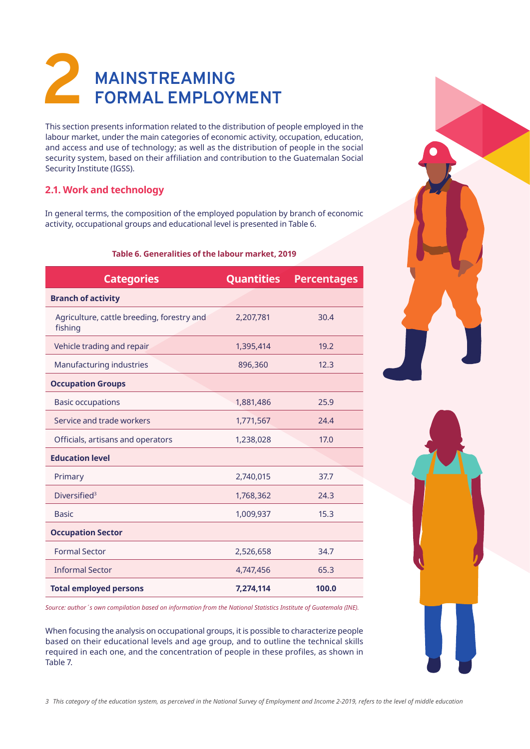# 2 MAINSTREAMING FORMAL EMPLOYMENT

This section presents information related to the distribution of people employed in the labour market, under the main categories of economic activity, occupation, education, and access and use of technology; as well as the distribution of people in the social security system, based on their affiliation and contribution to the Guatemalan Social Security Institute (IGSS).

## 2.1. Work and technology

In general terms, the composition of the employed population by branch of economic activity, occupational groups and educational level is presented in Table 6.

**Table 6. Generalities of the labour market, 2019**

| Categories | Quantities | Percentages |
|---|---|---|
| **Branch of activity** | | |
| Agriculture, cattle breeding, forestry and fishing | 2,207,781 | 30.4 |
| Vehicle trading and repair | 1,395,414 | 19.2 |
| Manufacturing industries | 896,360 | 12.3 |
| **Occupation Groups** | | |
| Basic occupations | 1,881,486 | 25.9 |
| Service and trade workers | 1,771,567 | 24.4 |
| Officials, artisans and operators | 1,238,028 | 17.0 |
| **Education level** | | |
| Primary | 2,740,015 | 37.7 |
| Diversified[3] | 1,768,362 | 24.3 |
| Basic | 1,009,937 | 15.3 |
| **Occupation Sector** | | |
| Formal Sector | 2,526,658 | 34.7 |
| Informal Sector | 4,747,456 | 65.3 |
| **Total employed persons** | **7,274,114** | **100.0** |

*Source: author´s own compilation based on information from the National Statistics Institute of Guatemala (INE).*

When focusing the analysis on occupational groups, it is possible to characterize people based on their educational levels and age group, and to outline the technical skills required in each one, and the concentration of people in these profiles, as shown in Table 7.

*3 This category of the education system, as perceived in the National Survey of Employment and Income 2-2019, refers to the level of middle education*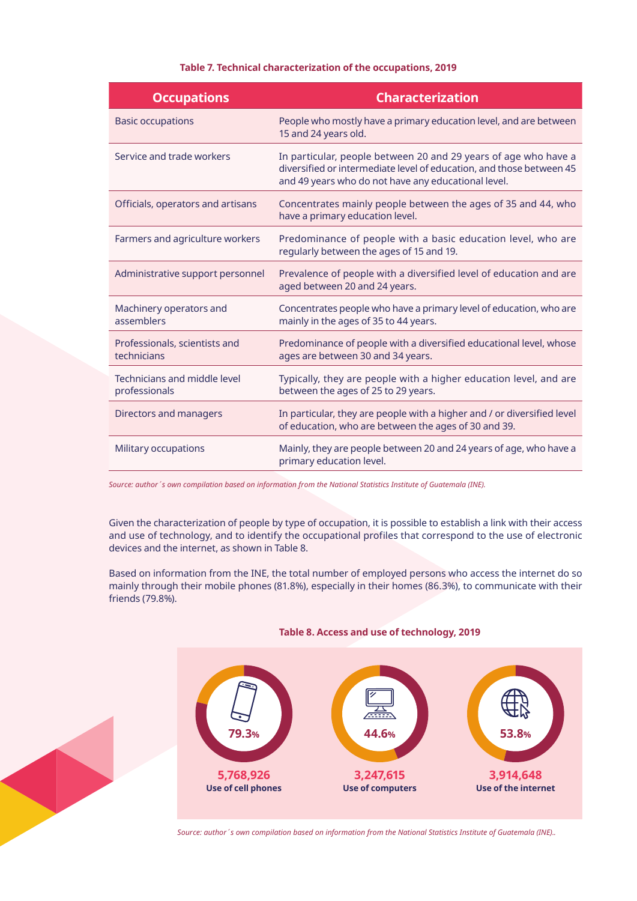**Table 7. Technical characterization of the occupations, 2019**

| Occupations | Characterization |
| --- | --- |
| Basic occupations | People who mostly have a primary education level, and are between 15 and 24 years old. |
| Service and trade workers | In particular, people between 20 and 29 years of age who have a diversified or intermediate level of education, and those between 45 and 49 years who do not have any educational level. |
| Officials, operators and artisans | Concentrates mainly people between the ages of 35 and 44, who have a primary education level. |
| Farmers and agriculture workers | Predominance of people with a basic education level, who are regularly between the ages of 15 and 19. |
| Administrative support personnel | Prevalence of people with a diversified level of education and are aged between 20 and 24 years. |
| Machinery operators and assemblers | Concentrates people who have a primary level of education, who are mainly in the ages of 35 to 44 years. |
| Professionals, scientists and technicians | Predominance of people with a diversified educational level, whose ages are between 30 and 34 years. |
| Technicians and middle level professionals | Typically, they are people with a higher education level, and are between the ages of 25 to 29 years. |
| Directors and managers | In particular, they are people with a higher and / or diversified level of education, who are between the ages of 30 and 39. |
| Military occupations | Mainly, they are people between 20 and 24 years of age, who have a primary education level. |

*Source: author´s own compilation based on information from the National Statistics Institute of Guatemala (INE).*

Given the characterization of people by type of occupation, it is possible to establish a link with their access and use of technology, and to identify the occupational profiles that correspond to the use of electronic devices and the internet, as shown in Table 8.

Based on information from the INE, the total number of employed persons who access the internet do so mainly through their mobile phones (81.8%), especially in their homes (86.3%), to communicate with their friends (79.8%).

**Table 8. Access and use of technology, 2019**

| | Use of cell phones | Use of computers | Use of the internet |
| --- | --- | --- | --- |
| Percentage | 79.3% | 44.6% | 53.8% |
| Number | 5,768,926 | 3,247,615 | 3,914,648 |

*Source: author´s own compilation based on information from the National Statistics Institute of Guatemala (INE)..*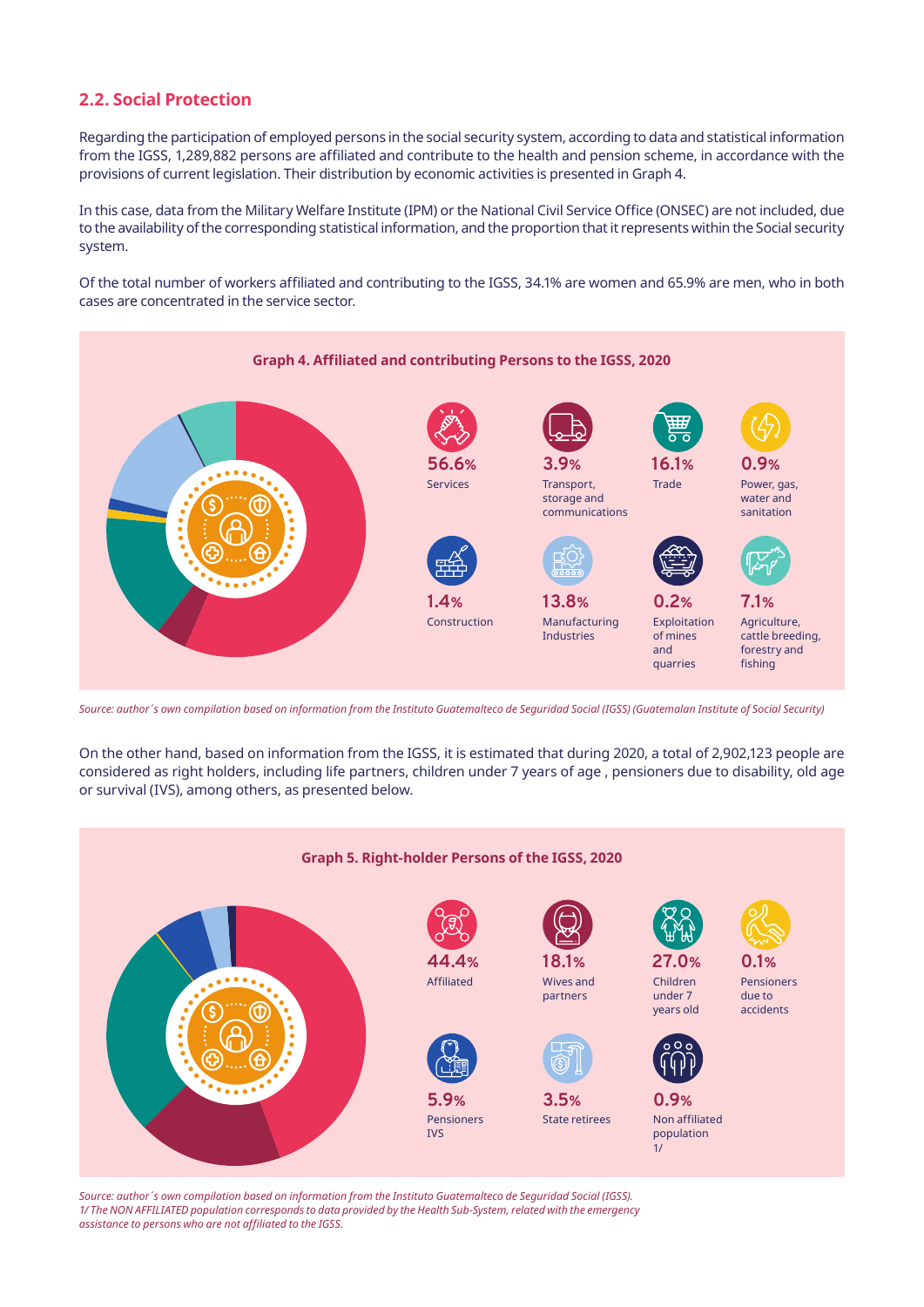## 2.2. Social Protection

Regarding the participation of employed persons in the social security system, according to data and statistical information from the IGSS, 1,289,882 persons are affiliated and contribute to the health and pension scheme, in accordance with the provisions of current legislation. Their distribution by economic activities is presented in Graph 4.

In this case, data from the Military Welfare Institute (IPM) or the National Civil Service Office (ONSEC) are not included, due to the availability of the corresponding statistical information, and the proportion that it represents within the Social security system.

Of the total number of workers affiliated and contributing to the IGSS, 34.1% are women and 65.9% are men, who in both cases are concentrated in the service sector.

**Graph 4. Affiliated and contributing Persons to the IGSS, 2020**

| Economic activity | % |
|---|---|
| Services | 56.6% |
| Transport, storage and communications | 3.9% |
| Trade | 16.1% |
| Power, gas, water and sanitation | 0.9% |
| Construction | 1.4% |
| Manufacturing Industries | 13.8% |
| Exploitation of mines and quarries | 0.2% |
| Agriculture, cattle breeding, forestry and fishing | 7.1% |

*Source: author´s own compilation based on information from the Instituto Guatemalteco de Seguridad Social (IGSS) (Guatemalan Institute of Social Security)*

On the other hand, based on information from the IGSS, it is estimated that during 2020, a total of 2,902,123 people are considered as right holders, including life partners, children under 7 years of age , pensioners due to disability, old age or survival (IVS), among others, as presented below.

**Graph 5. Right-holder Persons of the IGSS, 2020**

| Right holder | % |
|---|---|
| Affiliated | 44.4% |
| Wives and partners | 18.1% |
| Children under 7 years old | 27.0% |
| Pensioners due to accidents | 0.1% |
| Pensioners IVS | 5.9% |
| State retirees | 3.5% |
| Non affiliated population 1/ | 0.9% |

*Source: author´s own compilation based on information from the Instituto Guatemalteco de Seguridad Social (IGSS).*
*1/ The NON AFFILIATED population corresponds to data provided by the Health Sub-System, related with the emergency assistance to persons who are not affiliated to the IGSS.*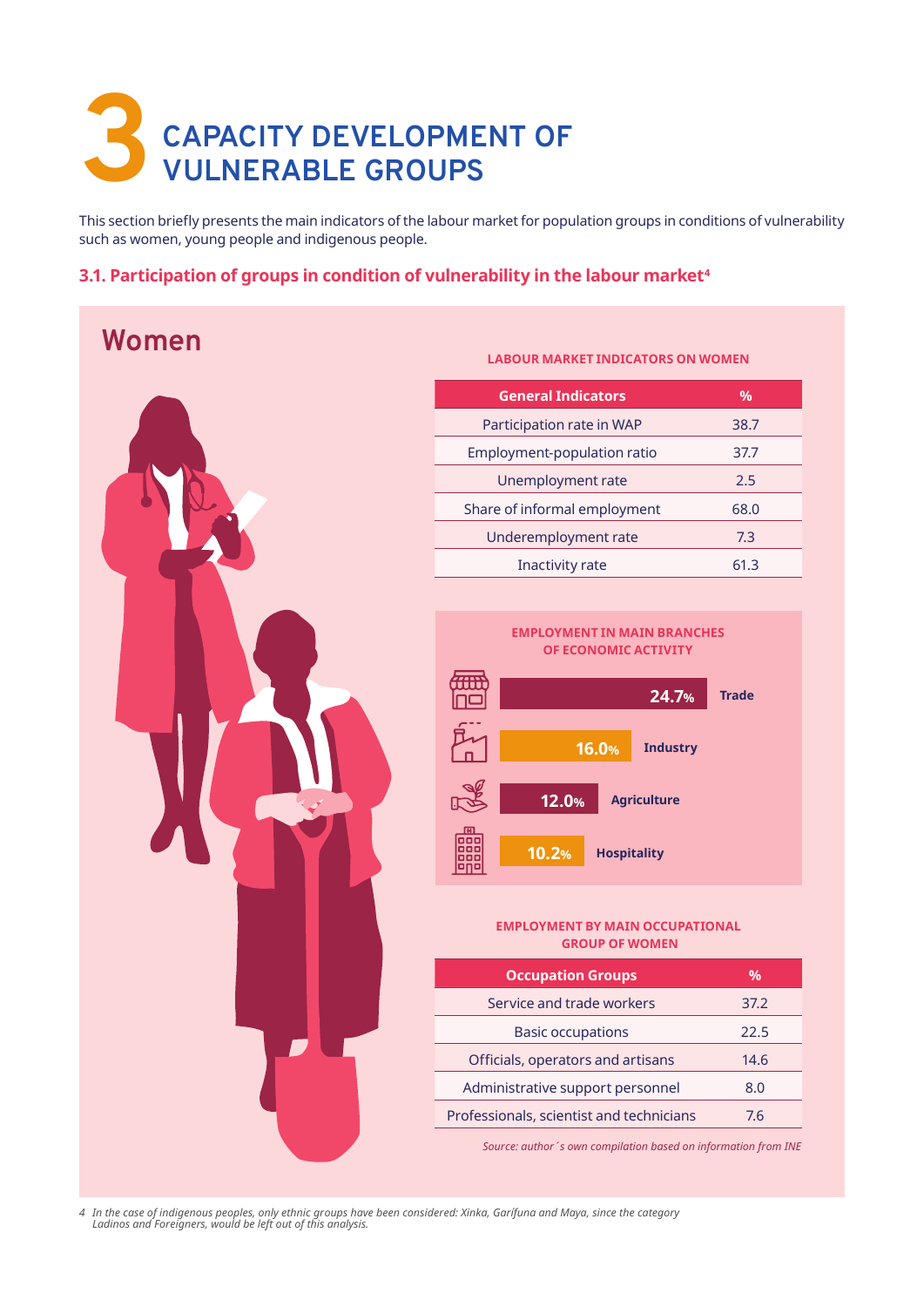# 3 CAPACITY DEVELOPMENT OF VULNERABLE GROUPS

This section briefly presents the main indicators of the labour market for population groups in conditions of vulnerability such as women, young people and indigenous people.

## 3.1. Participation of groups in condition of vulnerability in the labour market[4]

### Women

**LABOUR MARKET INDICATORS ON WOMEN**

| General Indicators | % |
|---|---|
| Participation rate in WAP | 38.7 |
| Employment-population ratio | 37.7 |
| Unemployment rate | 2.5 |
| Share of informal employment | 68.0 |
| Underemployment rate | 7.3 |
| Inactivity rate | 61.3 |

**EMPLOYMENT IN MAIN BRANCHES OF ECONOMIC ACTIVITY**

| Branch | % |
|---|---|
| Trade | 24.7% |
| Industry | 16.0% |
| Agriculture | 12.0% |
| Hospitality | 10.2% |

**EMPLOYMENT BY MAIN OCCUPATIONAL GROUP OF WOMEN**

| Occupation Groups | % |
|---|---|
| Service and trade workers | 37.2 |
| Basic occupations | 22.5 |
| Officials, operators and artisans | 14.6 |
| Administrative support personnel | 8.0 |
| Professionals, scientist and technicians | 7.6 |

*Source: author´s own compilation based on information from INE*

4 *In the case of indigenous peoples, only ethnic groups have been considered: Xinka, Garifuna and Maya, since the category Ladinos and Foreigners, would be left out of this analysis.*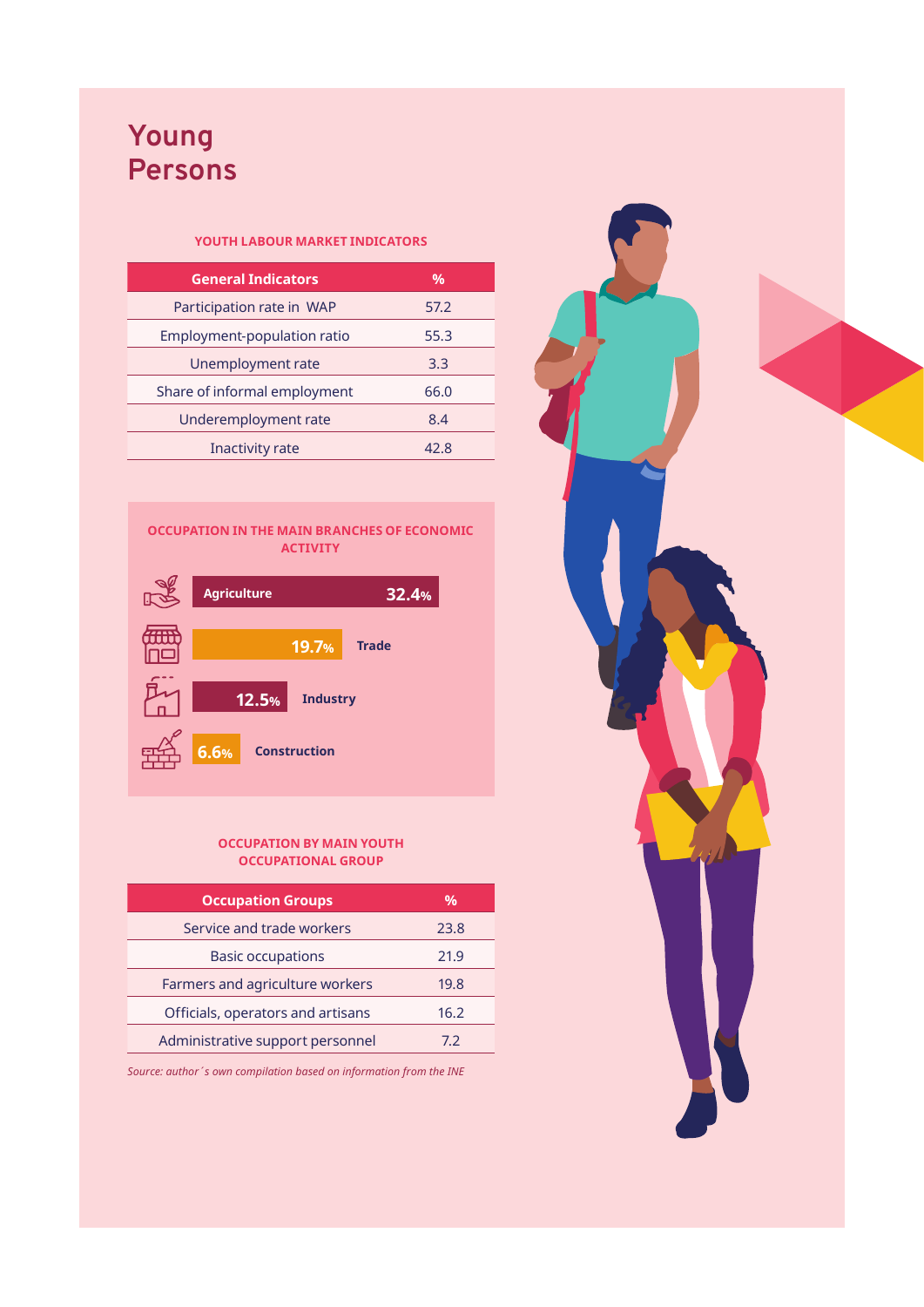# Young Persons

### YOUTH LABOUR MARKET INDICATORS

| General Indicators | % |
|---|---|
| Participation rate in WAP | 57.2 |
| Employment-population ratio | 55.3 |
| Unemployment rate | 3.3 |
| Share of informal employment | 66.0 |
| Underemployment rate | 8.4 |
| Inactivity rate | 42.8 |

### OCCUPATION IN THE MAIN BRANCHES OF ECONOMIC ACTIVITY

| Branch | % |
|---|---|
| Agriculture | 32.4% |
| Trade | 19.7% |
| Industry | 12.5% |
| Construction | 6.6% |

### OCCUPATION BY MAIN YOUTH OCCUPATIONAL GROUP

| Occupation Groups | % |
|---|---|
| Service and trade workers | 23.8 |
| Basic occupations | 21.9 |
| Farmers and agriculture workers | 19.8 |
| Officials, operators and artisans | 16.2 |
| Administrative support personnel | 7.2 |

*Source: author´s own compilation based on information from the INE*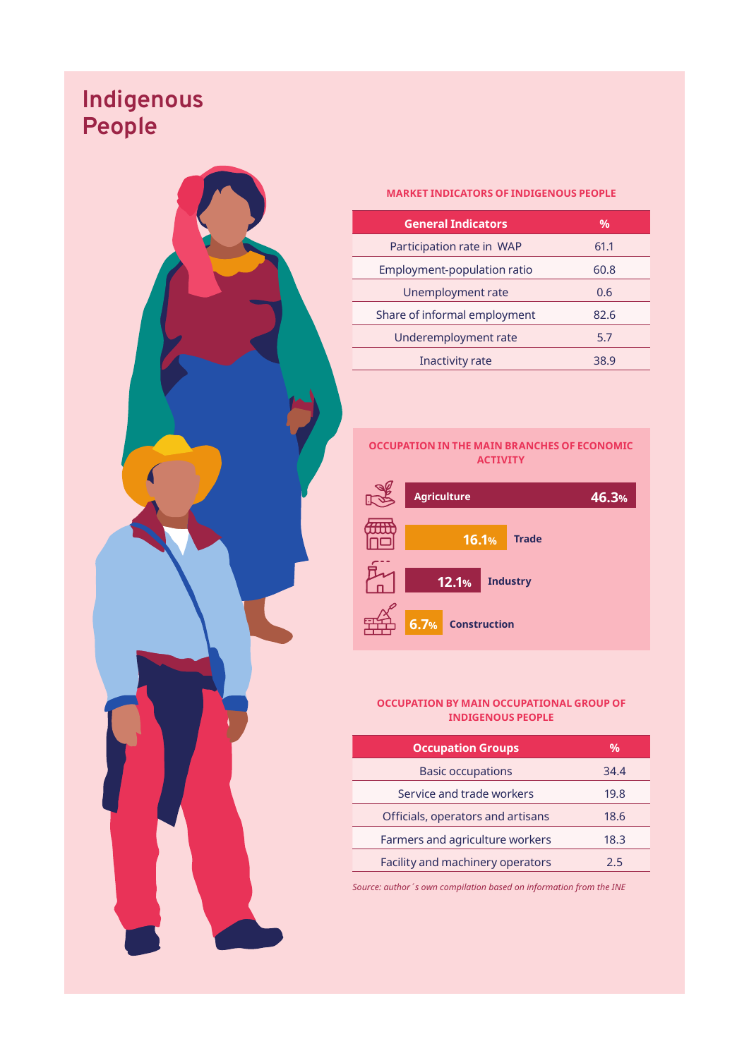# Indigenous People

**MARKET INDICATORS OF INDIGENOUS PEOPLE**

| General Indicators | % |
|---|---|
| Participation rate in WAP | 61.1 |
| Employment-population ratio | 60.8 |
| Unemployment rate | 0.6 |
| Share of informal employment | 82.6 |
| Underemployment rate | 5.7 |
| Inactivity rate | 38.9 |

**OCCUPATION IN THE MAIN BRANCHES OF ECONOMIC ACTIVITY**

| Branch | % |
|---|---|
| Agriculture | 46.3% |
| Trade | 16.1% |
| Industry | 12.1% |
| Construction | 6.7% |

**OCCUPATION BY MAIN OCCUPATIONAL GROUP OF INDIGENOUS PEOPLE**

| Occupation Groups | % |
|---|---|
| Basic occupations | 34.4 |
| Service and trade workers | 19.8 |
| Officials, operators and artisans | 18.6 |
| Farmers and agriculture workers | 18.3 |
| Facility and machinery operators | 2.5 |

*Source: author´s own compilation based on information from the INE*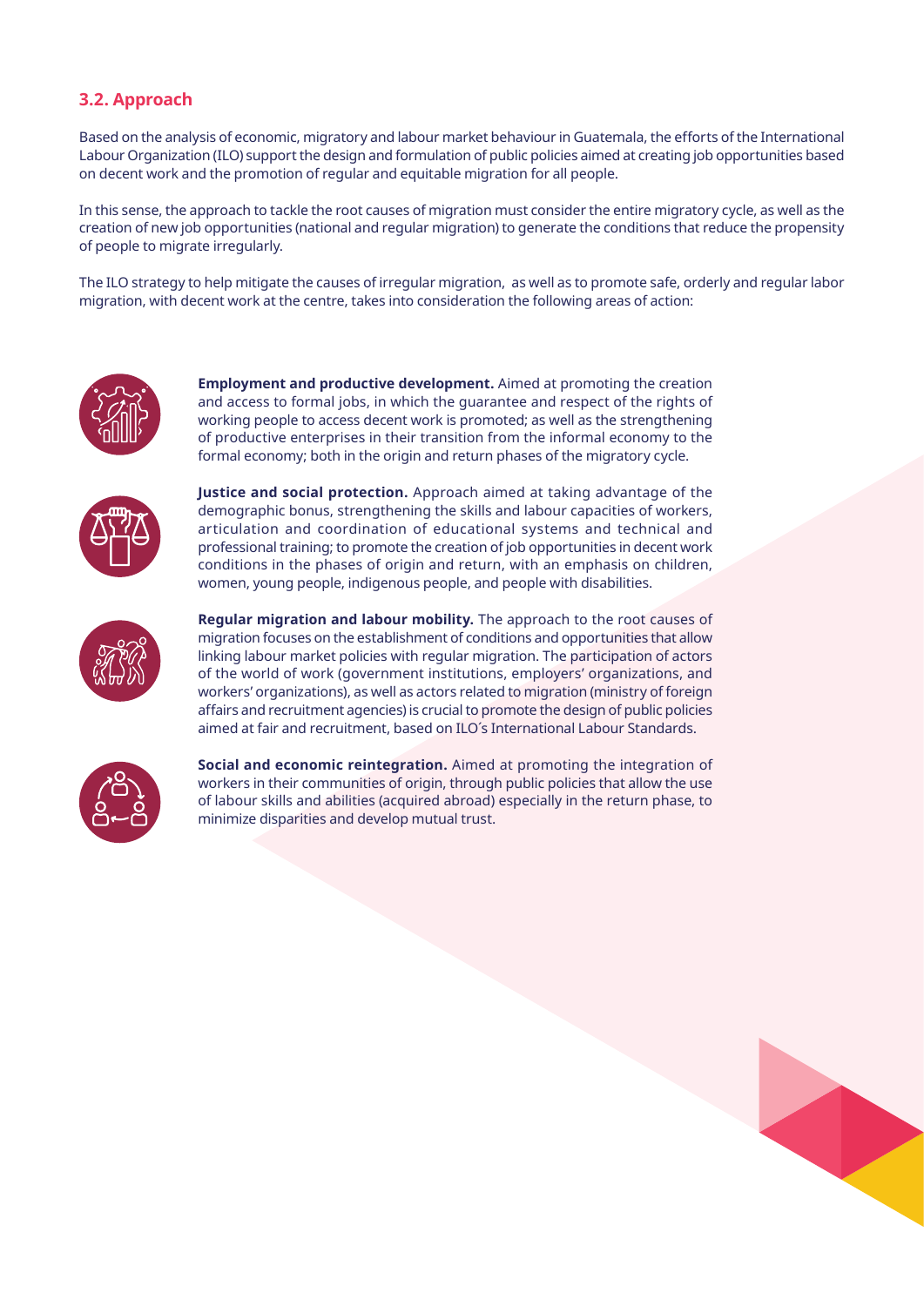### 3.2. Approach

Based on the analysis of economic, migratory and labour market behaviour in Guatemala, the efforts of the International Labour Organization (ILO) support the design and formulation of public policies aimed at creating job opportunities based on decent work and the promotion of regular and equitable migration for all people.

In this sense, the approach to tackle the root causes of migration must consider the entire migratory cycle, as well as the creation of new job opportunities (national and regular migration) to generate the conditions that reduce the propensity of people to migrate irregularly.

The ILO strategy to help mitigate the causes of irregular migration, as well as to promote safe, orderly and regular labor migration, with decent work at the centre, takes into consideration the following areas of action:

**Employment and productive development.** Aimed at promoting the creation and access to formal jobs, in which the guarantee and respect of the rights of working people to access decent work is promoted; as well as the strengthening of productive enterprises in their transition from the informal economy to the formal economy; both in the origin and return phases of the migratory cycle.

**Justice and social protection.** Approach aimed at taking advantage of the demographic bonus, strengthening the skills and labour capacities of workers, articulation and coordination of educational systems and technical and professional training; to promote the creation of job opportunities in decent work conditions in the phases of origin and return, with an emphasis on children, women, young people, indigenous people, and people with disabilities.

**Regular migration and labour mobility.** The approach to the root causes of migration focuses on the establishment of conditions and opportunities that allow linking labour market policies with regular migration. The participation of actors of the world of work (government institutions, employers' organizations, and workers' organizations), as well as actors related to migration (ministry of foreign affairs and recruitment agencies) is crucial to promote the design of public policies aimed at fair and recruitment, based on ILO´s International Labour Standards.

**Social and economic reintegration.** Aimed at promoting the integration of workers in their communities of origin, through public policies that allow the use of labour skills and abilities (acquired abroad) especially in the return phase, to minimize disparities and develop mutual trust.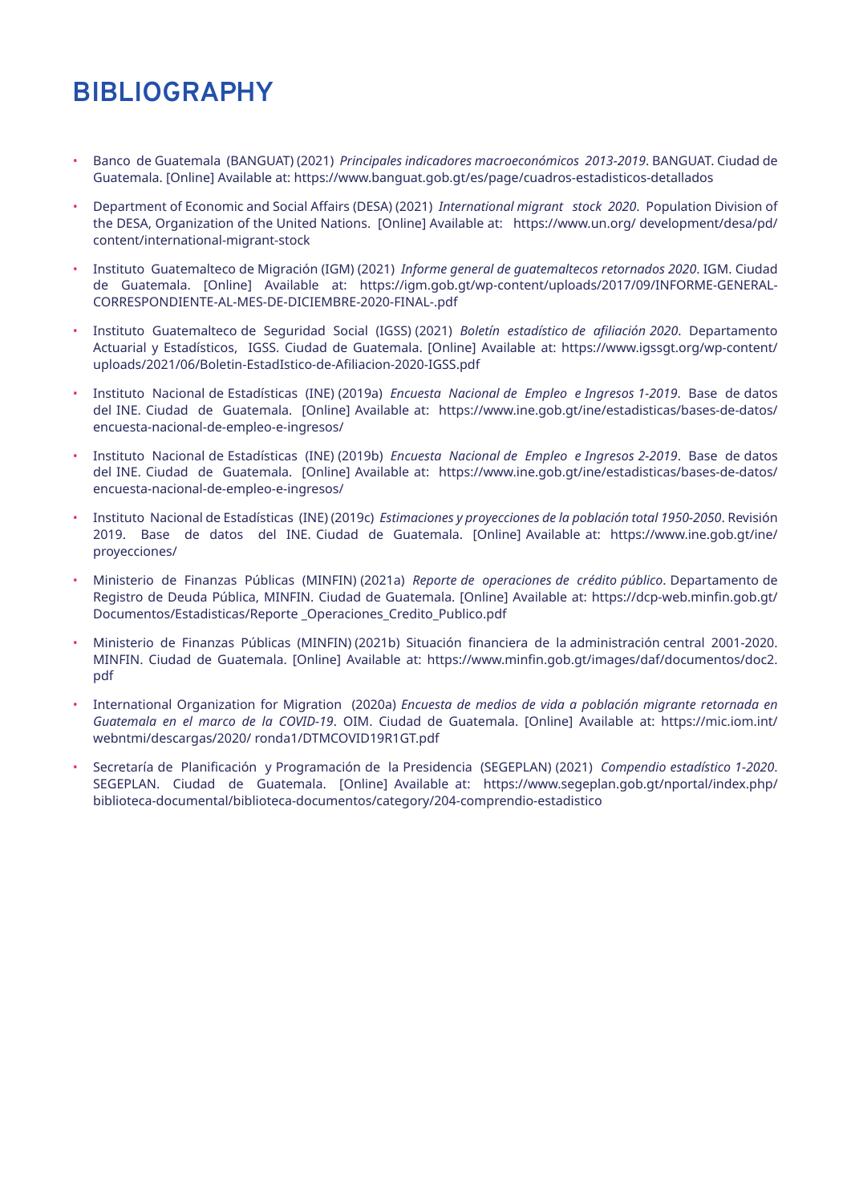# BIBLIOGRAPHY

- Banco de Guatemala (BANGUAT) (2021) *Principales indicadores macroeconómicos 2013-2019*. BANGUAT. Ciudad de Guatemala. [Online] Available at: https://www.banguat.gob.gt/es/page/cuadros-estadisticos-detallados
- Department of Economic and Social Affairs (DESA) (2021) *International migrant stock 2020*. Population Division of the DESA, Organization of the United Nations. [Online] Available at: https://www.un.org/ development/desa/pd/ content/international-migrant-stock
- Instituto Guatemalteco de Migración (IGM) (2021) *Informe general de guatemaltecos retornados 2020*. IGM. Ciudad de Guatemala. [Online] Available at: https://igm.gob.gt/wp-content/uploads/2017/09/INFORME-GENERAL-CORRESPONDIENTE-AL-MES-DE-DICIEMBRE-2020-FINAL-.pdf
- Instituto Guatemalteco de Seguridad Social (IGSS) (2021) *Boletín estadístico de afiliación 2020*. Departamento Actuarial y Estadísticos, IGSS. Ciudad de Guatemala. [Online] Available at: https://www.igssgt.org/wp-content/ uploads/2021/06/Boletin-EstadIstico-de-Afiliacion-2020-IGSS.pdf
- Instituto Nacional de Estadísticas (INE) (2019a) *Encuesta Nacional de Empleo e Ingresos 1-2019*. Base de datos del INE. Ciudad de Guatemala. [Online] Available at: https://www.ine.gob.gt/ine/estadisticas/bases-de-datos/ encuesta-nacional-de-empleo-e-ingresos/
- Instituto Nacional de Estadísticas (INE) (2019b) *Encuesta Nacional de Empleo e Ingresos 2-2019*. Base de datos del INE. Ciudad de Guatemala. [Online] Available at: https://www.ine.gob.gt/ine/estadisticas/bases-de-datos/ encuesta-nacional-de-empleo-e-ingresos/
- Instituto Nacional de Estadísticas (INE) (2019c) *Estimaciones y proyecciones de la población total 1950-2050*. Revisión 2019. Base de datos del INE. Ciudad de Guatemala. [Online] Available at: https://www.ine.gob.gt/ine/ proyecciones/
- Ministerio de Finanzas Públicas (MINFIN) (2021a) *Reporte de operaciones de crédito público*. Departamento de Registro de Deuda Pública, MINFIN. Ciudad de Guatemala. [Online] Available at: https://dcp-web.minfin.gob.gt/ Documentos/Estadisticas/Reporte _Operaciones_Credito_Publico.pdf
- Ministerio de Finanzas Públicas (MINFIN) (2021b) Situación financiera de la administración central 2001-2020. MINFIN. Ciudad de Guatemala. [Online] Available at: https://www.minfin.gob.gt/images/daf/documentos/doc2. pdf
- International Organization for Migration (2020a) *Encuesta de medios de vida a población migrante retornada en Guatemala en el marco de la COVID-19*. OIM. Ciudad de Guatemala. [Online] Available at: https://mic.iom.int/ webntmi/descargas/2020/ ronda1/DTMCOVID19R1GT.pdf
- Secretaría de Planificación y Programación de la Presidencia (SEGEPLAN) (2021) *Compendio estadístico 1-2020*. SEGEPLAN. Ciudad de Guatemala. [Online] Available at: https://www.segeplan.gob.gt/nportal/index.php/ biblioteca-documental/biblioteca-documentos/category/204-comprendio-estadistico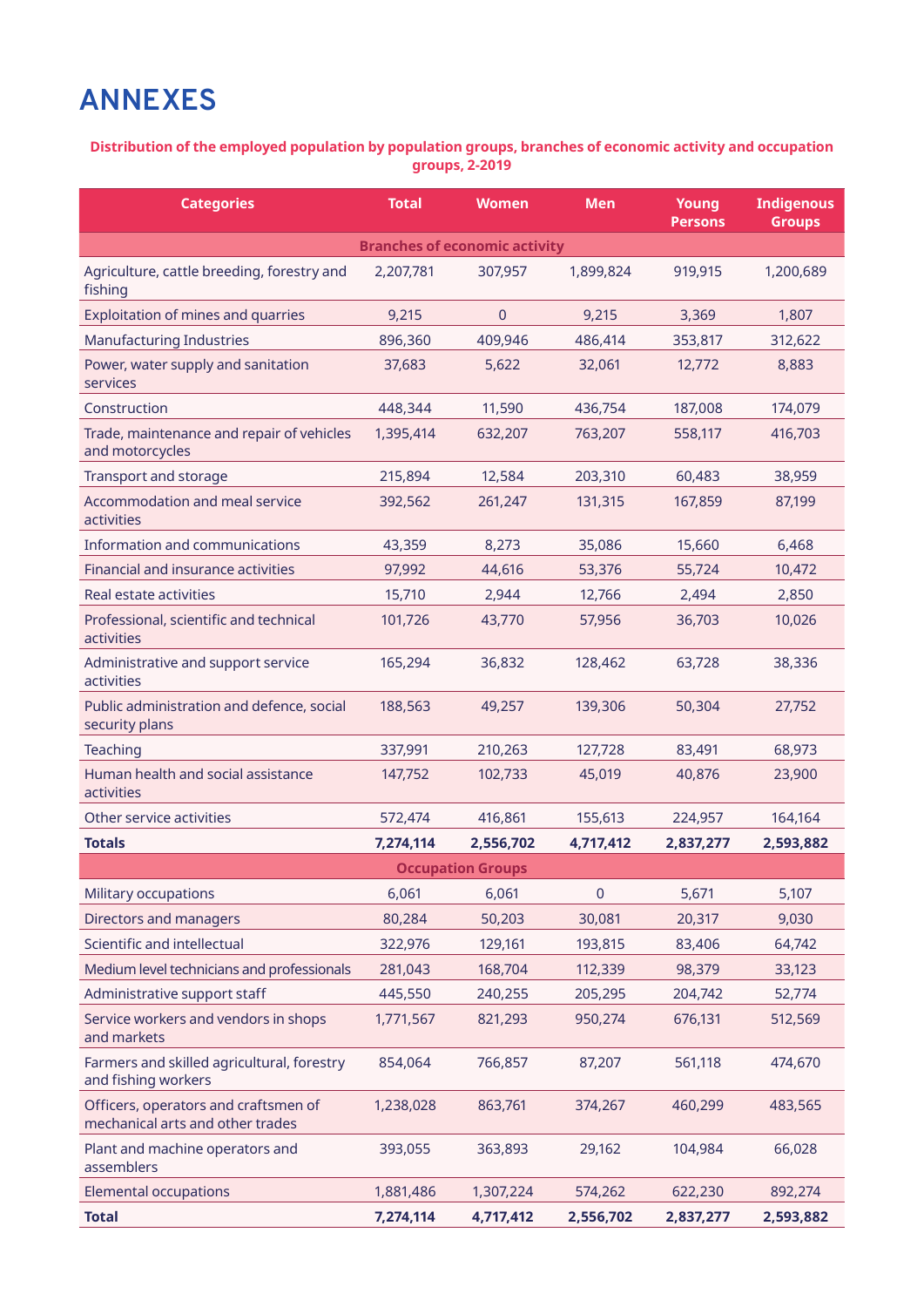# ANNEXES

**Distribution of the employed population by population groups, branches of economic activity and occupation groups, 2-2019**

| Categories | Total | Women | Men | Young Persons | Indigenous Groups |
|---|---|---|---|---|---|
| **Branches of economic activity** | | | | | |
| Agriculture, cattle breeding, forestry and fishing | 2,207,781 | 307,957 | 1,899,824 | 919,915 | 1,200,689 |
| Exploitation of mines and quarries | 9,215 | 0 | 9,215 | 3,369 | 1,807 |
| Manufacturing Industries | 896,360 | 409,946 | 486,414 | 353,817 | 312,622 |
| Power, water supply and sanitation services | 37,683 | 5,622 | 32,061 | 12,772 | 8,883 |
| Construction | 448,344 | 11,590 | 436,754 | 187,008 | 174,079 |
| Trade, maintenance and repair of vehicles and motorcycles | 1,395,414 | 632,207 | 763,207 | 558,117 | 416,703 |
| Transport and storage | 215,894 | 12,584 | 203,310 | 60,483 | 38,959 |
| Accommodation and meal service activities | 392,562 | 261,247 | 131,315 | 167,859 | 87,199 |
| Information and communications | 43,359 | 8,273 | 35,086 | 15,660 | 6,468 |
| Financial and insurance activities | 97,992 | 44,616 | 53,376 | 55,724 | 10,472 |
| Real estate activities | 15,710 | 2,944 | 12,766 | 2,494 | 2,850 |
| Professional, scientific and technical activities | 101,726 | 43,770 | 57,956 | 36,703 | 10,026 |
| Administrative and support service activities | 165,294 | 36,832 | 128,462 | 63,728 | 38,336 |
| Public administration and defence, social security plans | 188,563 | 49,257 | 139,306 | 50,304 | 27,752 |
| Teaching | 337,991 | 210,263 | 127,728 | 83,491 | 68,973 |
| Human health and social assistance activities | 147,752 | 102,733 | 45,019 | 40,876 | 23,900 |
| Other service activities | 572,474 | 416,861 | 155,613 | 224,957 | 164,164 |
| **Totals** | **7,274,114** | **2,556,702** | **4,717,412** | **2,837,277** | **2,593,882** |
| **Occupation Groups** | | | | | |
| Military occupations | 6,061 | 6,061 | 0 | 5,671 | 5,107 |
| Directors and managers | 80,284 | 50,203 | 30,081 | 20,317 | 9,030 |
| Scientific and intellectual | 322,976 | 129,161 | 193,815 | 83,406 | 64,742 |
| Medium level technicians and professionals | 281,043 | 168,704 | 112,339 | 98,379 | 33,123 |
| Administrative support staff | 445,550 | 240,255 | 205,295 | 204,742 | 52,774 |
| Service workers and vendors in shops and markets | 1,771,567 | 821,293 | 950,274 | 676,131 | 512,569 |
| Farmers and skilled agricultural, forestry and fishing workers | 854,064 | 766,857 | 87,207 | 561,118 | 474,670 |
| Officers, operators and craftsmen of mechanical arts and other trades | 1,238,028 | 863,761 | 374,267 | 460,299 | 483,565 |
| Plant and machine operators and assemblers | 393,055 | 363,893 | 29,162 | 104,984 | 66,028 |
| Elemental occupations | 1,881,486 | 1,307,224 | 574,262 | 622,230 | 892,274 |
| **Total** | **7,274,114** | **4,717,412** | **2,556,702** | **2,837,277** | **2,593,882** |